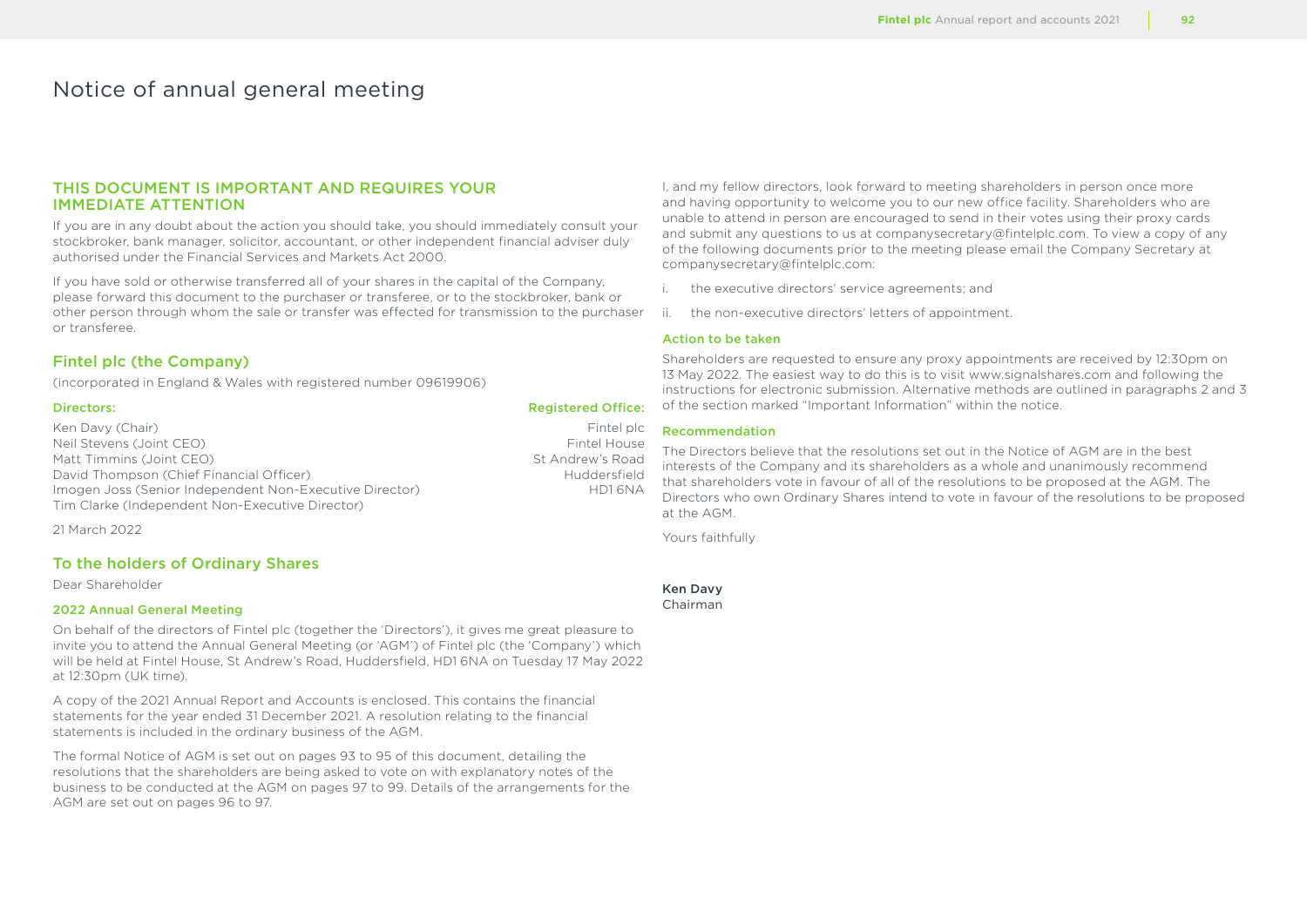# Notice of annual general meeting

## THIS DOCUMENT IS IMPORTANT AND REQUIRES YOUR IMMEDIATE ATTENTION

If you are in any doubt about the action you should take, you should immediately consult your stockbroker, bank manager, solicitor, accountant, or other independent financial adviser duly authorised under the Financial Services and Markets Act 2000.

If you have sold or otherwise transferred all of your shares in the capital of the Company, please forward this document to the purchaser or transferee, or to the stockbroker, bank or other person through whom the sale or transfer was effected for transmission to the purchaser or transferee.

## Fintel plc (the Company)

(incorporated in England & Wales with registered number 09619906)

**Directors:**

Ken Davy (Chair)
Neil Stevens (Joint CEO)
Matt Timmins (Joint CEO)
David Thompson (Chief Financial Officer)
Imogen Joss (Senior Independent Non-Executive Director)
Tim Clarke (Independent Non-Executive Director)

**Registered Office:**

Fintel plc
Fintel House
St Andrew's Road
Huddersfield
HD1 6NA

21 March 2022

## To the holders of Ordinary Shares

Dear Shareholder

### 2022 Annual General Meeting

On behalf of the directors of Fintel plc (together the 'Directors'), it gives me great pleasure to invite you to attend the Annual General Meeting (or 'AGM') of Fintel plc (the 'Company') which will be held at Fintel House, St Andrew's Road, Huddersfield, HD1 6NA on Tuesday 17 May 2022 at 12:30pm (UK time).

A copy of the 2021 Annual Report and Accounts is enclosed. This contains the financial statements for the year ended 31 December 2021. A resolution relating to the financial statements is included in the ordinary business of the AGM.

The formal Notice of AGM is set out on pages 93 to 95 of this document, detailing the resolutions that the shareholders are being asked to vote on with explanatory notes of the business to be conducted at the AGM on pages 97 to 99. Details of the arrangements for the AGM are set out on pages 96 to 97.

I, and my fellow directors, look forward to meeting shareholders in person once more and having opportunity to welcome you to our new office facility. Shareholders who are unable to attend in person are encouraged to send in their votes using their proxy cards and submit any questions to us at companysecretary@fintelplc.com. To view a copy of any of the following documents prior to the meeting please email the Company Secretary at companysecretary@fintelplc.com:

i. the executive directors' service agreements; and
ii. the non-executive directors' letters of appointment.

### Action to be taken

Shareholders are requested to ensure any proxy appointments are received by 12:30pm on 13 May 2022. The easiest way to do this is to visit www.signalshares.com and following the instructions for electronic submission. Alternative methods are outlined in paragraphs 2 and 3 of the section marked "Important Information" within the notice.

### Recommendation

The Directors believe that the resolutions set out in the Notice of AGM are in the best interests of the Company and its shareholders as a whole and unanimously recommend that shareholders vote in favour of all of the resolutions to be proposed at the AGM. The Directors who own Ordinary Shares intend to vote in favour of the resolutions to be proposed at the AGM.

Yours faithfully

**Ken Davy**
Chairman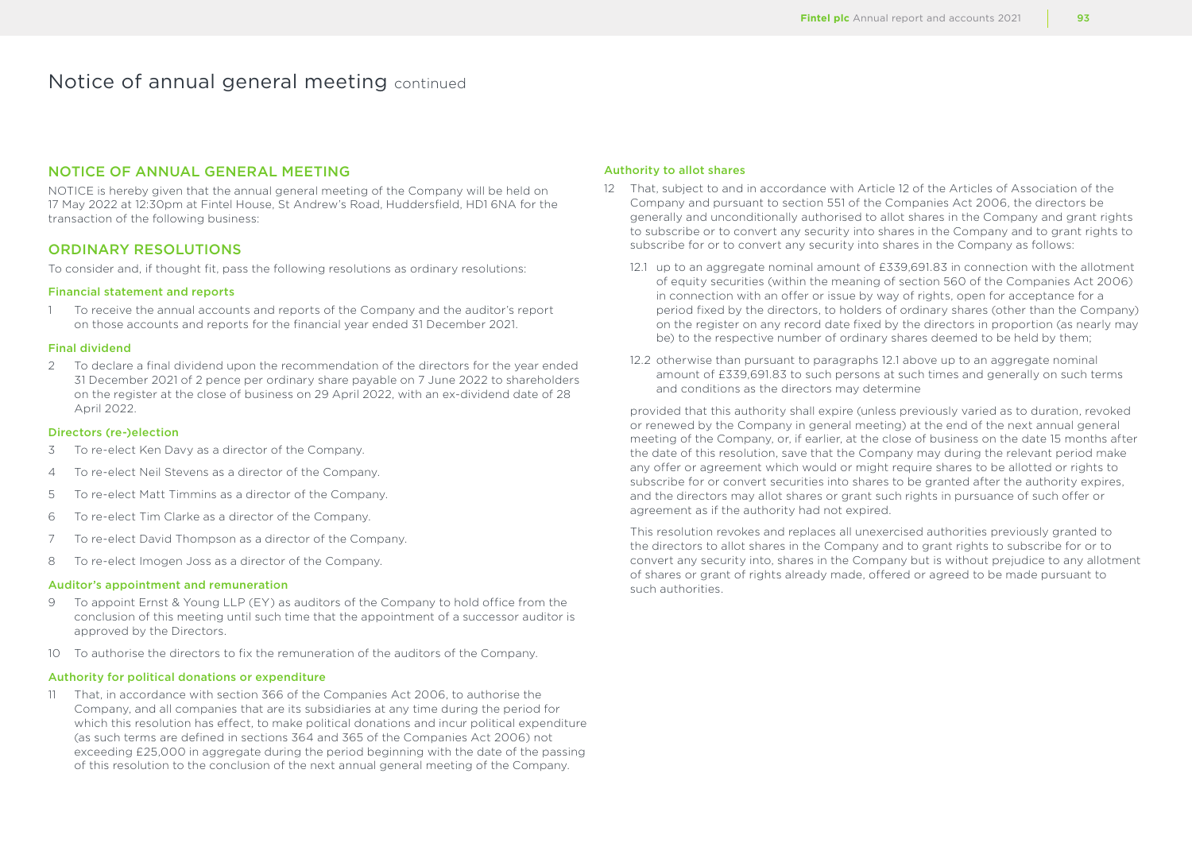# Notice of annual general meeting continued

## NOTICE OF ANNUAL GENERAL MEETING

NOTICE is hereby given that the annual general meeting of the Company will be held on 17 May 2022 at 12:30pm at Fintel House, St Andrew's Road, Huddersfield, HD1 6NA for the transaction of the following business:

## ORDINARY RESOLUTIONS

To consider and, if thought fit, pass the following resolutions as ordinary resolutions:

### Financial statement and reports

1 To receive the annual accounts and reports of the Company and the auditor's report on those accounts and reports for the financial year ended 31 December 2021.

### Final dividend

2 To declare a final dividend upon the recommendation of the directors for the year ended 31 December 2021 of 2 pence per ordinary share payable on 7 June 2022 to shareholders on the register at the close of business on 29 April 2022, with an ex-dividend date of 28 April 2022.

### Directors (re-)election

3 To re-elect Ken Davy as a director of the Company.

4 To re-elect Neil Stevens as a director of the Company.

5 To re-elect Matt Timmins as a director of the Company.

6 To re-elect Tim Clarke as a director of the Company.

7 To re-elect David Thompson as a director of the Company.

8 To re-elect Imogen Joss as a director of the Company.

### Auditor's appointment and remuneration

9 To appoint Ernst & Young LLP (EY) as auditors of the Company to hold office from the conclusion of this meeting until such time that the appointment of a successor auditor is approved by the Directors.

10 To authorise the directors to fix the remuneration of the auditors of the Company.

### Authority for political donations or expenditure

11 That, in accordance with section 366 of the Companies Act 2006, to authorise the Company, and all companies that are its subsidiaries at any time during the period for which this resolution has effect, to make political donations and incur political expenditure (as such terms are defined in sections 364 and 365 of the Companies Act 2006) not exceeding £25,000 in aggregate during the period beginning with the date of the passing of this resolution to the conclusion of the next annual general meeting of the Company.

### Authority to allot shares

12 That, subject to and in accordance with Article 12 of the Articles of Association of the Company and pursuant to section 551 of the Companies Act 2006, the directors be generally and unconditionally authorised to allot shares in the Company and grant rights to subscribe or to convert any security into shares in the Company and to grant rights to subscribe for or to convert any security into shares in the Company as follows:

12.1 up to an aggregate nominal amount of £339,691.83 in connection with the allotment of equity securities (within the meaning of section 560 of the Companies Act 2006) in connection with an offer or issue by way of rights, open for acceptance for a period fixed by the directors, to holders of ordinary shares (other than the Company) on the register on any record date fixed by the directors in proportion (as nearly may be) to the respective number of ordinary shares deemed to be held by them;

12.2 otherwise than pursuant to paragraphs 12.1 above up to an aggregate nominal amount of £339,691.83 to such persons at such times and generally on such terms and conditions as the directors may determine

provided that this authority shall expire (unless previously varied as to duration, revoked or renewed by the Company in general meeting) at the end of the next annual general meeting of the Company, or, if earlier, at the close of business on the date 15 months after the date of this resolution, save that the Company may during the relevant period make any offer or agreement which would or might require shares to be allotted or rights to subscribe for or convert securities into shares to be granted after the authority expires, and the directors may allot shares or grant such rights in pursuance of such offer or agreement as if the authority had not expired.

This resolution revokes and replaces all unexercised authorities previously granted to the directors to allot shares in the Company and to grant rights to subscribe for or to convert any security into, shares in the Company but is without prejudice to any allotment of shares or grant of rights already made, offered or agreed to be made pursuant to such authorities.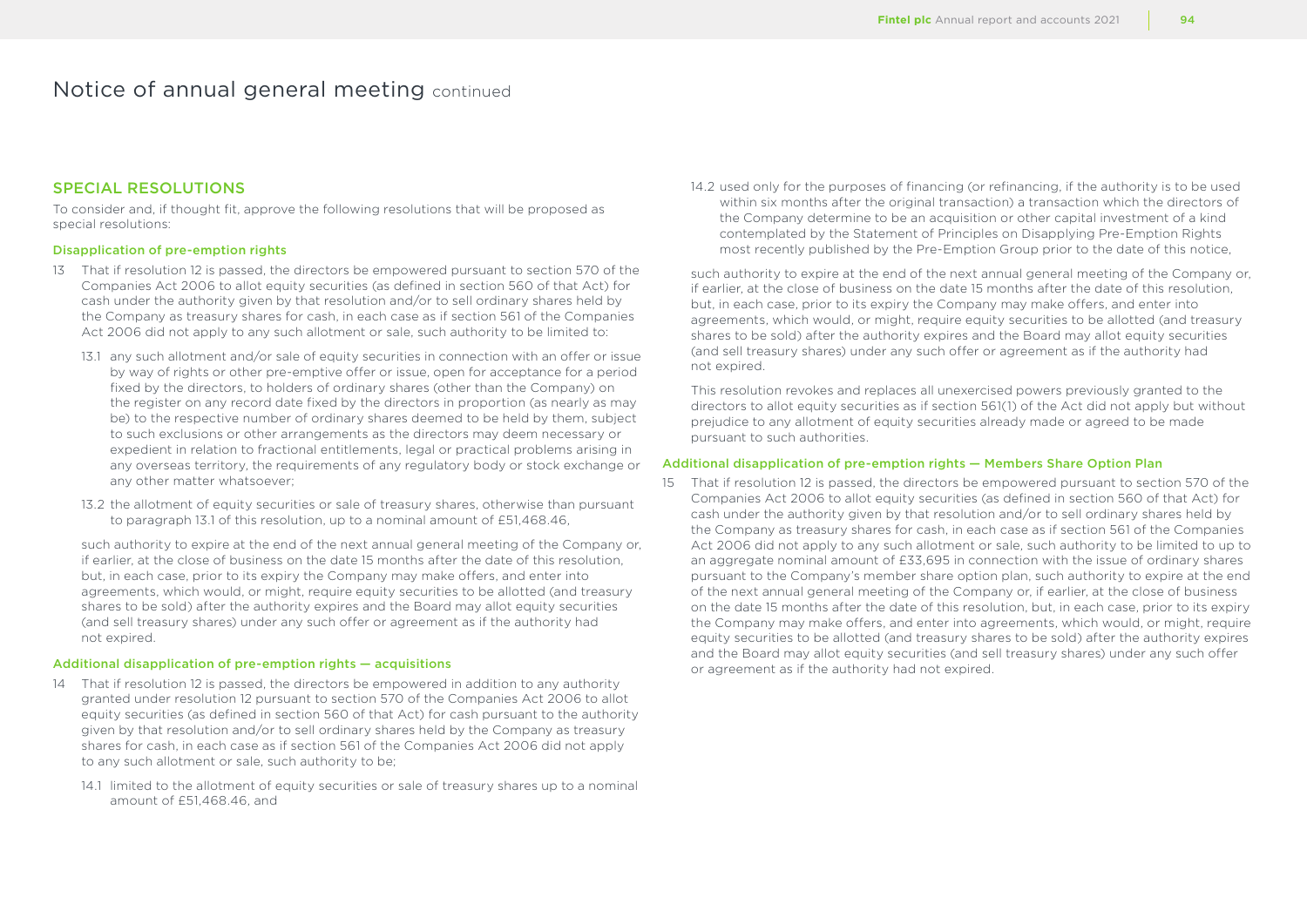# Notice of annual general meeting continued

## SPECIAL RESOLUTIONS

To consider and, if thought fit, approve the following resolutions that will be proposed as special resolutions:

### Disapplication of pre-emption rights

13 That if resolution 12 is passed, the directors be empowered pursuant to section 570 of the Companies Act 2006 to allot equity securities (as defined in section 560 of that Act) for cash under the authority given by that resolution and/or to sell ordinary shares held by the Company as treasury shares for cash, in each case as if section 561 of the Companies Act 2006 did not apply to any such allotment or sale, such authority to be limited to:

13.1 any such allotment and/or sale of equity securities in connection with an offer or issue by way of rights or other pre-emptive offer or issue, open for acceptance for a period fixed by the directors, to holders of ordinary shares (other than the Company) on the register on any record date fixed by the directors in proportion (as nearly as may be) to the respective number of ordinary shares deemed to be held by them, subject to such exclusions or other arrangements as the directors may deem necessary or expedient in relation to fractional entitlements, legal or practical problems arising in any overseas territory, the requirements of any regulatory body or stock exchange or any other matter whatsoever;

13.2 the allotment of equity securities or sale of treasury shares, otherwise than pursuant to paragraph 13.1 of this resolution, up to a nominal amount of £51,468.46,

such authority to expire at the end of the next annual general meeting of the Company or, if earlier, at the close of business on the date 15 months after the date of this resolution, but, in each case, prior to its expiry the Company may make offers, and enter into agreements, which would, or might, require equity securities to be allotted (and treasury shares to be sold) after the authority expires and the Board may allot equity securities (and sell treasury shares) under any such offer or agreement as if the authority had not expired.

### Additional disapplication of pre-emption rights — acquisitions

14 That if resolution 12 is passed, the directors be empowered in addition to any authority granted under resolution 12 pursuant to section 570 of the Companies Act 2006 to allot equity securities (as defined in section 560 of that Act) for cash pursuant to the authority given by that resolution and/or to sell ordinary shares held by the Company as treasury shares for cash, in each case as if section 561 of the Companies Act 2006 did not apply to any such allotment or sale, such authority to be;

14.1 limited to the allotment of equity securities or sale of treasury shares up to a nominal amount of £51,468.46, and

14.2 used only for the purposes of financing (or refinancing, if the authority is to be used within six months after the original transaction) a transaction which the directors of the Company determine to be an acquisition or other capital investment of a kind contemplated by the Statement of Principles on Disapplying Pre-Emption Rights most recently published by the Pre-Emption Group prior to the date of this notice,

such authority to expire at the end of the next annual general meeting of the Company or, if earlier, at the close of business on the date 15 months after the date of this resolution, but, in each case, prior to its expiry the Company may make offers, and enter into agreements, which would, or might, require equity securities to be allotted (and treasury shares to be sold) after the authority expires and the Board may allot equity securities (and sell treasury shares) under any such offer or agreement as if the authority had not expired.

This resolution revokes and replaces all unexercised powers previously granted to the directors to allot equity securities as if section 561(1) of the Act did not apply but without prejudice to any allotment of equity securities already made or agreed to be made pursuant to such authorities.

### Additional disapplication of pre-emption rights — Members Share Option Plan

15 That if resolution 12 is passed, the directors be empowered pursuant to section 570 of the Companies Act 2006 to allot equity securities (as defined in section 560 of that Act) for cash under the authority given by that resolution and/or to sell ordinary shares held by the Company as treasury shares for cash, in each case as if section 561 of the Companies Act 2006 did not apply to any such allotment or sale, such authority to be limited to up to an aggregate nominal amount of £33,695 in connection with the issue of ordinary shares pursuant to the Company's member share option plan, such authority to expire at the end of the next annual general meeting of the Company or, if earlier, at the close of business on the date 15 months after the date of this resolution, but, in each case, prior to its expiry the Company may make offers, and enter into agreements, which would, or might, require equity securities to be allotted (and treasury shares to be sold) after the authority expires and the Board may allot equity securities (and sell treasury shares) under any such offer or agreement as if the authority had not expired.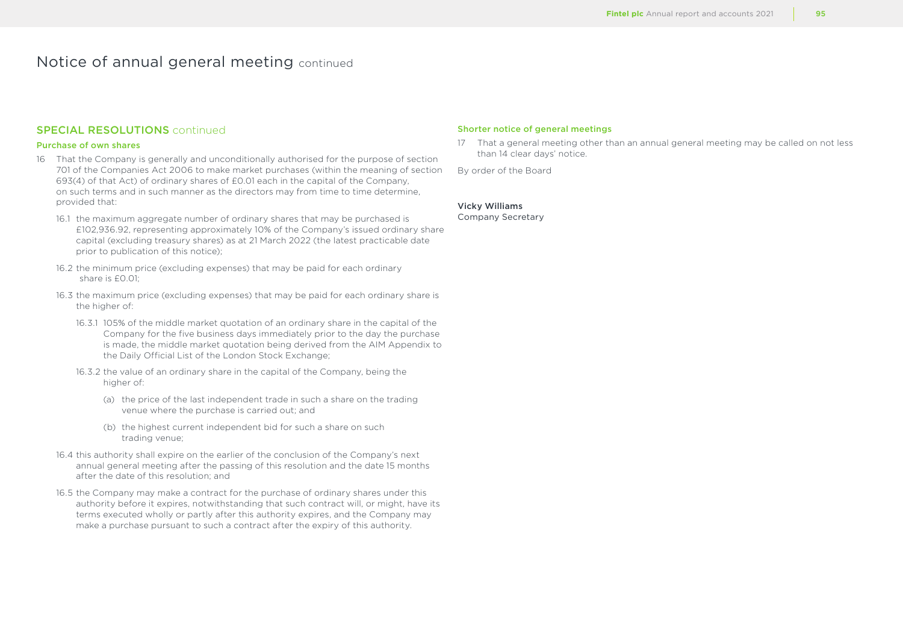# Notice of annual general meeting continued

## SPECIAL RESOLUTIONS continued

### Purchase of own shares

16 That the Company is generally and unconditionally authorised for the purpose of section 701 of the Companies Act 2006 to make market purchases (within the meaning of section 693(4) of that Act) of ordinary shares of £0.01 each in the capital of the Company, on such terms and in such manner as the directors may from time to time determine, provided that:

16.1 the maximum aggregate number of ordinary shares that may be purchased is £102,936.92, representing approximately 10% of the Company's issued ordinary share capital (excluding treasury shares) as at 21 March 2022 (the latest practicable date prior to publication of this notice);

16.2 the minimum price (excluding expenses) that may be paid for each ordinary share is £0.01;

16.3 the maximum price (excluding expenses) that may be paid for each ordinary share is the higher of:

16.3.1 105% of the middle market quotation of an ordinary share in the capital of the Company for the five business days immediately prior to the day the purchase is made, the middle market quotation being derived from the AIM Appendix to the Daily Official List of the London Stock Exchange;

16.3.2 the value of an ordinary share in the capital of the Company, being the higher of:

(a) the price of the last independent trade in such a share on the trading venue where the purchase is carried out; and

(b) the highest current independent bid for such a share on such trading venue;

16.4 this authority shall expire on the earlier of the conclusion of the Company's next annual general meeting after the passing of this resolution and the date 15 months after the date of this resolution; and

16.5 the Company may make a contract for the purchase of ordinary shares under this authority before it expires, notwithstanding that such contract will, or might, have its terms executed wholly or partly after this authority expires, and the Company may make a purchase pursuant to such a contract after the expiry of this authority.

### Shorter notice of general meetings

17 That a general meeting other than an annual general meeting may be called on not less than 14 clear days' notice.

By order of the Board

**Vicky Williams**
Company Secretary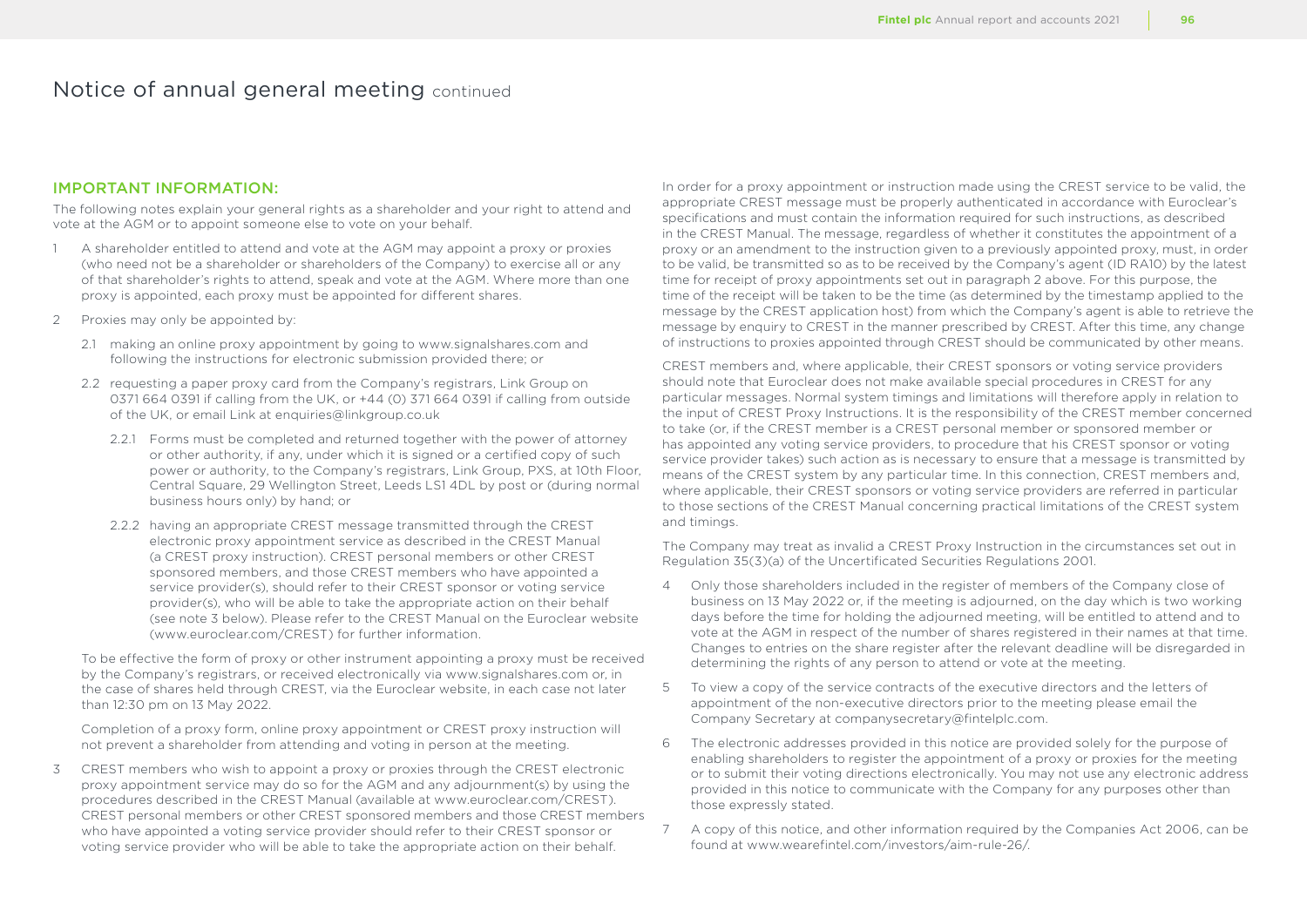# Notice of annual general meeting continued

## IMPORTANT INFORMATION:

The following notes explain your general rights as a shareholder and your right to attend and vote at the AGM or to appoint someone else to vote on your behalf.

1 A shareholder entitled to attend and vote at the AGM may appoint a proxy or proxies (who need not be a shareholder or shareholders of the Company) to exercise all or any of that shareholder's rights to attend, speak and vote at the AGM. Where more than one proxy is appointed, each proxy must be appointed for different shares.

2 Proxies may only be appointed by:

2.1 making an online proxy appointment by going to www.signalshares.com and following the instructions for electronic submission provided there; or

2.2 requesting a paper proxy card from the Company's registrars, Link Group on 0371 664 0391 if calling from the UK, or +44 (0) 371 664 0391 if calling from outside of the UK, or email Link at enquiries@linkgroup.co.uk

2.2.1 Forms must be completed and returned together with the power of attorney or other authority, if any, under which it is signed or a certified copy of such power or authority, to the Company's registrars, Link Group, PXS, at 10th Floor, Central Square, 29 Wellington Street, Leeds LS1 4DL by post or (during normal business hours only) by hand; or

2.2.2 having an appropriate CREST message transmitted through the CREST electronic proxy appointment service as described in the CREST Manual (a CREST proxy instruction). CREST personal members or other CREST sponsored members, and those CREST members who have appointed a service provider(s), should refer to their CREST sponsor or voting service provider(s), who will be able to take the appropriate action on their behalf (see note 3 below). Please refer to the CREST Manual on the Euroclear website (www.euroclear.com/CREST) for further information.

To be effective the form of proxy or other instrument appointing a proxy must be received by the Company's registrars, or received electronically via www.signalshares.com or, in the case of shares held through CREST, via the Euroclear website, in each case not later than 12:30 pm on 13 May 2022.

Completion of a proxy form, online proxy appointment or CREST proxy instruction will not prevent a shareholder from attending and voting in person at the meeting.

3 CREST members who wish to appoint a proxy or proxies through the CREST electronic proxy appointment service may do so for the AGM and any adjournment(s) by using the procedures described in the CREST Manual (available at www.euroclear.com/CREST). CREST personal members or other CREST sponsored members and those CREST members who have appointed a voting service provider should refer to their CREST sponsor or voting service provider who will be able to take the appropriate action on their behalf.

In order for a proxy appointment or instruction made using the CREST service to be valid, the appropriate CREST message must be properly authenticated in accordance with Euroclear's specifications and must contain the information required for such instructions, as described in the CREST Manual. The message, regardless of whether it constitutes the appointment of a proxy or an amendment to the instruction given to a previously appointed proxy, must, in order to be valid, be transmitted so as to be received by the Company's agent (ID RA10) by the latest time for receipt of proxy appointments set out in paragraph 2 above. For this purpose, the time of the receipt will be taken to be the time (as determined by the timestamp applied to the message by the CREST application host) from which the Company's agent is able to retrieve the message by enquiry to CREST in the manner prescribed by CREST. After this time, any change of instructions to proxies appointed through CREST should be communicated by other means.

CREST members and, where applicable, their CREST sponsors or voting service providers should note that Euroclear does not make available special procedures in CREST for any particular messages. Normal system timings and limitations will therefore apply in relation to the input of CREST Proxy Instructions. It is the responsibility of the CREST member concerned to take (or, if the CREST member is a CREST personal member or sponsored member or has appointed any voting service providers, to procedure that his CREST sponsor or voting service provider takes) such action as is necessary to ensure that a message is transmitted by means of the CREST system by any particular time. In this connection, CREST members and, where applicable, their CREST sponsors or voting service providers are referred in particular to those sections of the CREST Manual concerning practical limitations of the CREST system and timings.

The Company may treat as invalid a CREST Proxy Instruction in the circumstances set out in Regulation 35(3)(a) of the Uncertificated Securities Regulations 2001.

4 Only those shareholders included in the register of members of the Company close of business on 13 May 2022 or, if the meeting is adjourned, on the day which is two working days before the time for holding the adjourned meeting, will be entitled to attend and to vote at the AGM in respect of the number of shares registered in their names at that time. Changes to entries on the share register after the relevant deadline will be disregarded in determining the rights of any person to attend or vote at the meeting.

5 To view a copy of the service contracts of the executive directors and the letters of appointment of the non-executive directors prior to the meeting please email the Company Secretary at companysecretary@fintelplc.com.

6 The electronic addresses provided in this notice are provided solely for the purpose of enabling shareholders to register the appointment of a proxy or proxies for the meeting or to submit their voting directions electronically. You may not use any electronic address provided in this notice to communicate with the Company for any purposes other than those expressly stated.

7 A copy of this notice, and other information required by the Companies Act 2006, can be found at www.wearefintel.com/investors/aim-rule-26/.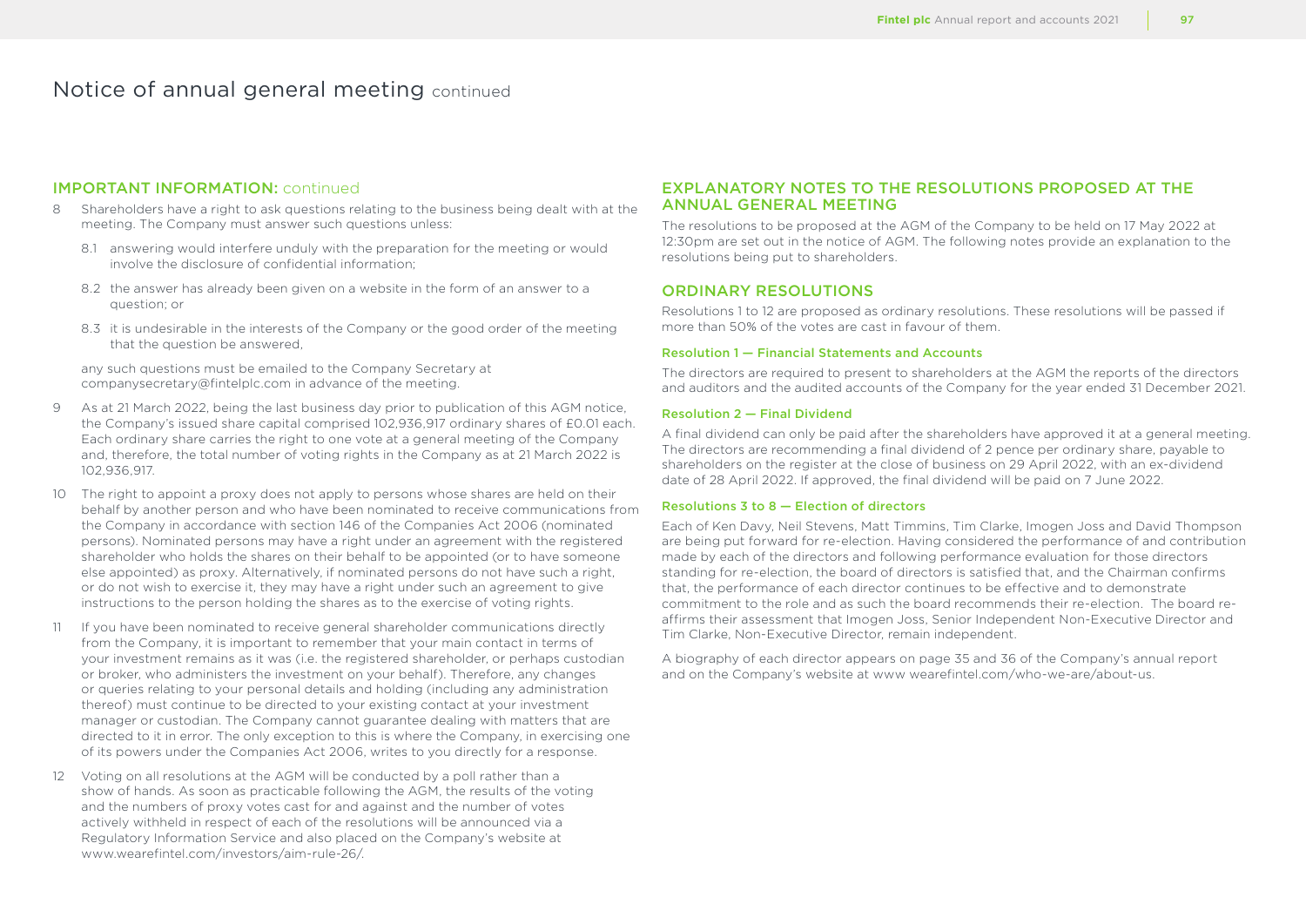# Notice of annual general meeting continued

## IMPORTANT INFORMATION: continued

8 Shareholders have a right to ask questions relating to the business being dealt with at the meeting. The Company must answer such questions unless:

 8.1 answering would interfere unduly with the preparation for the meeting or would involve the disclosure of confidential information;

 8.2 the answer has already been given on a website in the form of an answer to a question; or

 8.3 it is undesirable in the interests of the Company or the good order of the meeting that the question be answered,

 any such questions must be emailed to the Company Secretary at companysecretary@fintelplc.com in advance of the meeting.

9 As at 21 March 2022, being the last business day prior to publication of this AGM notice, the Company's issued share capital comprised 102,936,917 ordinary shares of £0.01 each. Each ordinary share carries the right to one vote at a general meeting of the Company and, therefore, the total number of voting rights in the Company as at 21 March 2022 is 102,936,917.

10 The right to appoint a proxy does not apply to persons whose shares are held on their behalf by another person and who have been nominated to receive communications from the Company in accordance with section 146 of the Companies Act 2006 (nominated persons). Nominated persons may have a right under an agreement with the registered shareholder who holds the shares on their behalf to be appointed (or to have someone else appointed) as proxy. Alternatively, if nominated persons do not have such a right, or do not wish to exercise it, they may have a right under such an agreement to give instructions to the person holding the shares as to the exercise of voting rights.

11 If you have been nominated to receive general shareholder communications directly from the Company, it is important to remember that your main contact in terms of your investment remains as it was (i.e. the registered shareholder, or perhaps custodian or broker, who administers the investment on your behalf). Therefore, any changes or queries relating to your personal details and holding (including any administration thereof) must continue to be directed to your existing contact at your investment manager or custodian. The Company cannot guarantee dealing with matters that are directed to it in error. The only exception to this is where the Company, in exercising one of its powers under the Companies Act 2006, writes to you directly for a response.

12 Voting on all resolutions at the AGM will be conducted by a poll rather than a show of hands. As soon as practicable following the AGM, the results of the voting and the numbers of proxy votes cast for and against and the number of votes actively withheld in respect of each of the resolutions will be announced via a Regulatory Information Service and also placed on the Company's website at www.wearefintel.com/investors/aim-rule-26/.

## EXPLANATORY NOTES TO THE RESOLUTIONS PROPOSED AT THE ANNUAL GENERAL MEETING

The resolutions to be proposed at the AGM of the Company to be held on 17 May 2022 at 12:30pm are set out in the notice of AGM. The following notes provide an explanation to the resolutions being put to shareholders.

## ORDINARY RESOLUTIONS

Resolutions 1 to 12 are proposed as ordinary resolutions. These resolutions will be passed if more than 50% of the votes are cast in favour of them.

### Resolution 1 — Financial Statements and Accounts

The directors are required to present to shareholders at the AGM the reports of the directors and auditors and the audited accounts of the Company for the year ended 31 December 2021.

### Resolution 2 — Final Dividend

A final dividend can only be paid after the shareholders have approved it at a general meeting. The directors are recommending a final dividend of 2 pence per ordinary share, payable to shareholders on the register at the close of business on 29 April 2022, with an ex-dividend date of 28 April 2022. If approved, the final dividend will be paid on 7 June 2022.

### Resolutions 3 to 8 — Election of directors

Each of Ken Davy, Neil Stevens, Matt Timmins, Tim Clarke, Imogen Joss and David Thompson are being put forward for re-election. Having considered the performance of and contribution made by each of the directors and following performance evaluation for those directors standing for re-election, the board of directors is satisfied that, and the Chairman confirms that, the performance of each director continues to be effective and to demonstrate commitment to the role and as such the board recommends their re-election. The board re-affirms their assessment that Imogen Joss, Senior Independent Non-Executive Director and Tim Clarke, Non-Executive Director, remain independent.

A biography of each director appears on page 35 and 36 of the Company's annual report and on the Company's website at www wearefintel.com/who-we-are/about-us.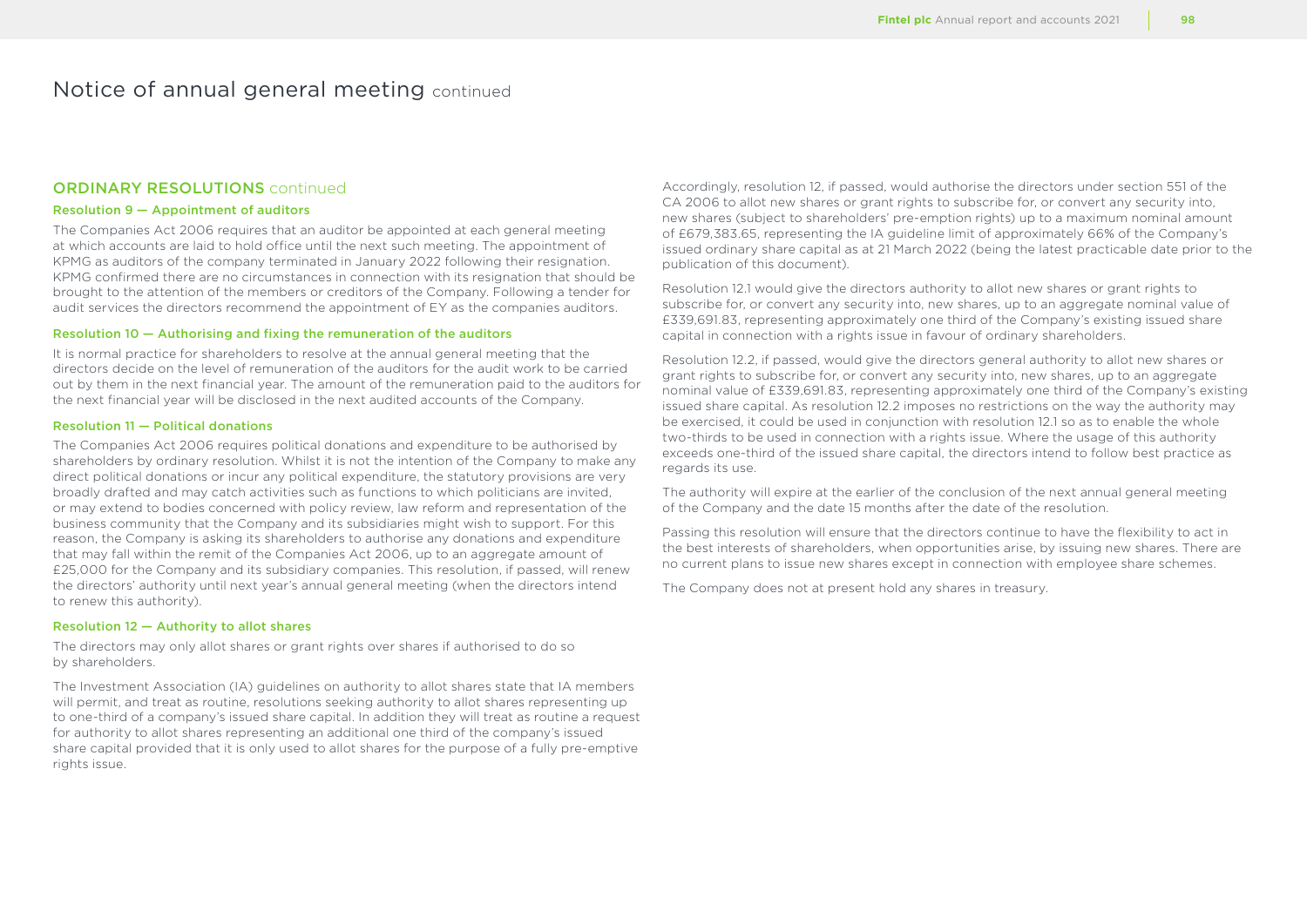# Notice of annual general meeting continued

## ORDINARY RESOLUTIONS continued

### Resolution 9 — Appointment of auditors

The Companies Act 2006 requires that an auditor be appointed at each general meeting at which accounts are laid to hold office until the next such meeting. The appointment of KPMG as auditors of the company terminated in January 2022 following their resignation. KPMG confirmed there are no circumstances in connection with its resignation that should be brought to the attention of the members or creditors of the Company. Following a tender for audit services the directors recommend the appointment of EY as the companies auditors.

### Resolution 10 — Authorising and fixing the remuneration of the auditors

It is normal practice for shareholders to resolve at the annual general meeting that the directors decide on the level of remuneration of the auditors for the audit work to be carried out by them in the next financial year. The amount of the remuneration paid to the auditors for the next financial year will be disclosed in the next audited accounts of the Company.

### Resolution 11 — Political donations

The Companies Act 2006 requires political donations and expenditure to be authorised by shareholders by ordinary resolution. Whilst it is not the intention of the Company to make any direct political donations or incur any political expenditure, the statutory provisions are very broadly drafted and may catch activities such as functions to which politicians are invited, or may extend to bodies concerned with policy review, law reform and representation of the business community that the Company and its subsidiaries might wish to support. For this reason, the Company is asking its shareholders to authorise any donations and expenditure that may fall within the remit of the Companies Act 2006, up to an aggregate amount of £25,000 for the Company and its subsidiary companies. This resolution, if passed, will renew the directors' authority until next year's annual general meeting (when the directors intend to renew this authority).

### Resolution 12 — Authority to allot shares

The directors may only allot shares or grant rights over shares if authorised to do so by shareholders.

The Investment Association (IA) guidelines on authority to allot shares state that IA members will permit, and treat as routine, resolutions seeking authority to allot shares representing up to one-third of a company's issued share capital. In addition they will treat as routine a request for authority to allot shares representing an additional one third of the company's issued share capital provided that it is only used to allot shares for the purpose of a fully pre-emptive rights issue.

Accordingly, resolution 12, if passed, would authorise the directors under section 551 of the CA 2006 to allot new shares or grant rights to subscribe for, or convert any security into, new shares (subject to shareholders' pre-emption rights) up to a maximum nominal amount of £679,383.65, representing the IA guideline limit of approximately 66% of the Company's issued ordinary share capital as at 21 March 2022 (being the latest practicable date prior to the publication of this document).

Resolution 12.1 would give the directors authority to allot new shares or grant rights to subscribe for, or convert any security into, new shares, up to an aggregate nominal value of £339,691.83, representing approximately one third of the Company's existing issued share capital in connection with a rights issue in favour of ordinary shareholders.

Resolution 12.2, if passed, would give the directors general authority to allot new shares or grant rights to subscribe for, or convert any security into, new shares, up to an aggregate nominal value of £339,691.83, representing approximately one third of the Company's existing issued share capital. As resolution 12.2 imposes no restrictions on the way the authority may be exercised, it could be used in conjunction with resolution 12.1 so as to enable the whole two-thirds to be used in connection with a rights issue. Where the usage of this authority exceeds one-third of the issued share capital, the directors intend to follow best practice as regards its use.

The authority will expire at the earlier of the conclusion of the next annual general meeting of the Company and the date 15 months after the date of the resolution.

Passing this resolution will ensure that the directors continue to have the flexibility to act in the best interests of shareholders, when opportunities arise, by issuing new shares. There are no current plans to issue new shares except in connection with employee share schemes.

The Company does not at present hold any shares in treasury.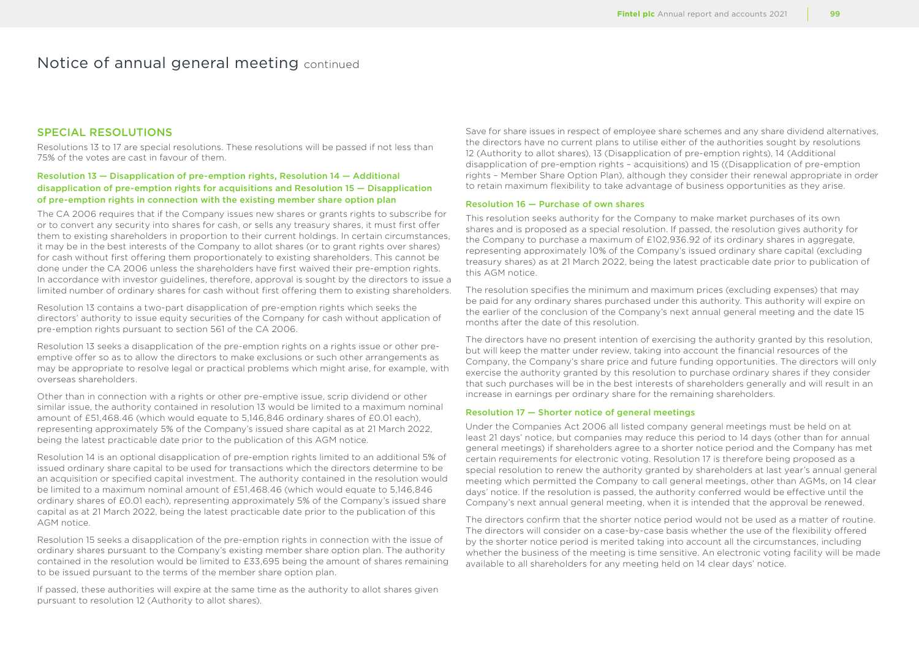# Notice of annual general meeting continued

## SPECIAL RESOLUTIONS

Resolutions 13 to 17 are special resolutions. These resolutions will be passed if not less than 75% of the votes are cast in favour of them.

### Resolution 13 — Disapplication of pre-emption rights, Resolution 14 — Additional disapplication of pre-emption rights for acquisitions and Resolution 15 — Disapplication of pre-emption rights in connection with the existing member share option plan

The CA 2006 requires that if the Company issues new shares or grants rights to subscribe for or to convert any security into shares for cash, or sells any treasury shares, it must first offer them to existing shareholders in proportion to their current holdings. In certain circumstances, it may be in the best interests of the Company to allot shares (or to grant rights over shares) for cash without first offering them proportionately to existing shareholders. This cannot be done under the CA 2006 unless the shareholders have first waived their pre-emption rights. In accordance with investor guidelines, therefore, approval is sought by the directors to issue a limited number of ordinary shares for cash without first offering them to existing shareholders.

Resolution 13 contains a two-part disapplication of pre-emption rights which seeks the directors' authority to issue equity securities of the Company for cash without application of pre-emption rights pursuant to section 561 of the CA 2006.

Resolution 13 seeks a disapplication of the pre-emption rights on a rights issue or other pre-emptive offer so as to allow the directors to make exclusions or such other arrangements as may be appropriate to resolve legal or practical problems which might arise, for example, with overseas shareholders.

Other than in connection with a rights or other pre-emptive issue, scrip dividend or other similar issue, the authority contained in resolution 13 would be limited to a maximum nominal amount of £51,468.46 (which would equate to 5,146,846 ordinary shares of £0.01 each), representing approximately 5% of the Company's issued share capital as at 21 March 2022, being the latest practicable date prior to the publication of this AGM notice.

Resolution 14 is an optional disapplication of pre-emption rights limited to an additional 5% of issued ordinary share capital to be used for transactions which the directors determine to be an acquisition or specified capital investment. The authority contained in the resolution would be limited to a maximum nominal amount of £51,468.46 (which would equate to 5,146,846 ordinary shares of £0.01 each), representing approximately 5% of the Company's issued share capital as at 21 March 2022, being the latest practicable date prior to the publication of this AGM notice.

Resolution 15 seeks a disapplication of the pre-emption rights in connection with the issue of ordinary shares pursuant to the Company's existing member share option plan. The authority contained in the resolution would be limited to £33,695 being the amount of shares remaining to be issued pursuant to the terms of the member share option plan.

If passed, these authorities will expire at the same time as the authority to allot shares given pursuant to resolution 12 (Authority to allot shares).

Save for share issues in respect of employee share schemes and any share dividend alternatives, the directors have no current plans to utilise either of the authorities sought by resolutions 12 (Authority to allot shares), 13 (Disapplication of pre-emption rights), 14 (Additional disapplication of pre-emption rights – acquisitions) and 15 ((Disapplication of pre-emption rights – Member Share Option Plan), although they consider their renewal appropriate in order to retain maximum flexibility to take advantage of business opportunities as they arise.

### Resolution 16 — Purchase of own shares

This resolution seeks authority for the Company to make market purchases of its own shares and is proposed as a special resolution. If passed, the resolution gives authority for the Company to purchase a maximum of £102,936.92 of its ordinary shares in aggregate, representing approximately 10% of the Company's issued ordinary share capital (excluding treasury shares) as at 21 March 2022, being the latest practicable date prior to publication of this AGM notice.

The resolution specifies the minimum and maximum prices (excluding expenses) that may be paid for any ordinary shares purchased under this authority. This authority will expire on the earlier of the conclusion of the Company's next annual general meeting and the date 15 months after the date of this resolution.

The directors have no present intention of exercising the authority granted by this resolution, but will keep the matter under review, taking into account the financial resources of the Company, the Company's share price and future funding opportunities. The directors will only exercise the authority granted by this resolution to purchase ordinary shares if they consider that such purchases will be in the best interests of shareholders generally and will result in an increase in earnings per ordinary share for the remaining shareholders.

### Resolution 17 — Shorter notice of general meetings

Under the Companies Act 2006 all listed company general meetings must be held on at least 21 days' notice, but companies may reduce this period to 14 days (other than for annual general meetings) if shareholders agree to a shorter notice period and the Company has met certain requirements for electronic voting. Resolution 17 is therefore being proposed as a special resolution to renew the authority granted by shareholders at last year's annual general meeting which permitted the Company to call general meetings, other than AGMs, on 14 clear days' notice. If the resolution is passed, the authority conferred would be effective until the Company's next annual general meeting, when it is intended that the approval be renewed.

The directors confirm that the shorter notice period would not be used as a matter of routine. The directors will consider on a case-by-case basis whether the use of the flexibility offered by the shorter notice period is merited taking into account all the circumstances, including whether the business of the meeting is time sensitive. An electronic voting facility will be made available to all shareholders for any meeting held on 14 clear days' notice.